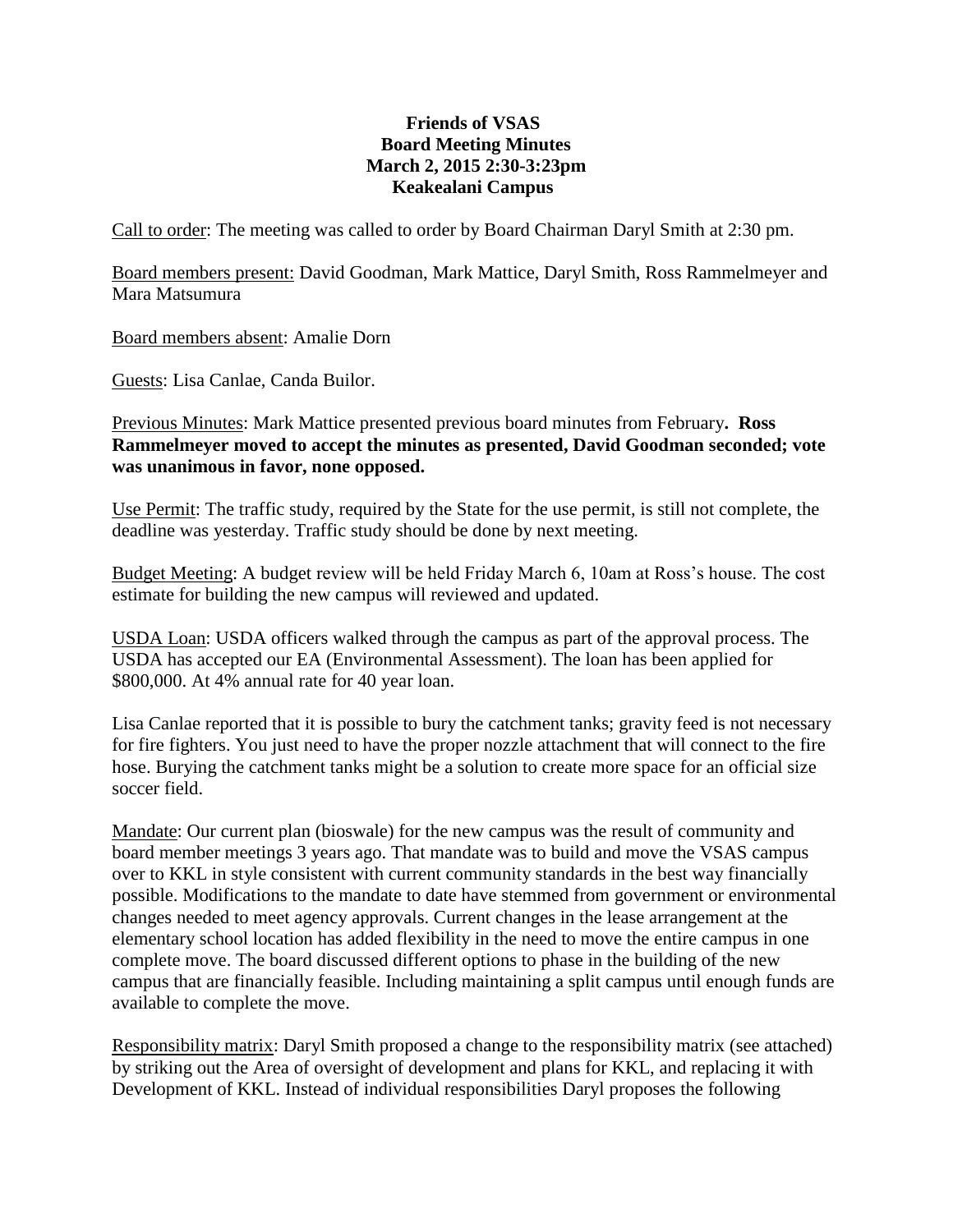# Friends of VSAS
## Board Meeting Minutes
### March 2, 2015 2:30-3:23pm
### Keakealani Campus

Call to order: The meeting was called to order by Board Chairman Daryl Smith at 2:30 pm.

Board members present: David Goodman, Mark Mattice, Daryl Smith, Ross Rammelmeyer and Mara Matsumura

Board members absent: Amalie Dorn

Guests: Lisa Canlae, Canda Builor.

Previous Minutes: Mark Mattice presented previous board minutes from February**. Ross Rammelmeyer moved to accept the minutes as presented, David Goodman seconded; vote was unanimous in favor, none opposed.**

Use Permit: The traffic study, required by the State for the use permit, is still not complete, the deadline was yesterday. Traffic study should be done by next meeting.

Budget Meeting: A budget review will be held Friday March 6, 10am at Ross's house. The cost estimate for building the new campus will reviewed and updated.

USDA Loan: USDA officers walked through the campus as part of the approval process. The USDA has accepted our EA (Environmental Assessment). The loan has been applied for $800,000. At 4% annual rate for 40 year loan.

Lisa Canlae reported that it is possible to bury the catchment tanks; gravity feed is not necessary for fire fighters. You just need to have the proper nozzle attachment that will connect to the fire hose. Burying the catchment tanks might be a solution to create more space for an official size soccer field.

Mandate: Our current plan (bioswale) for the new campus was the result of community and board member meetings 3 years ago. That mandate was to build and move the VSAS campus over to KKL in style consistent with current community standards in the best way financially possible. Modifications to the mandate to date have stemmed from government or environmental changes needed to meet agency approvals. Current changes in the lease arrangement at the elementary school location has added flexibility in the need to move the entire campus in one complete move. The board discussed different options to phase in the building of the new campus that are financially feasible. Including maintaining a split campus until enough funds are available to complete the move.

Responsibility matrix: Daryl Smith proposed a change to the responsibility matrix (see attached) by striking out the Area of oversight of development and plans for KKL, and replacing it with Development of KKL. Instead of individual responsibilities Daryl proposes the following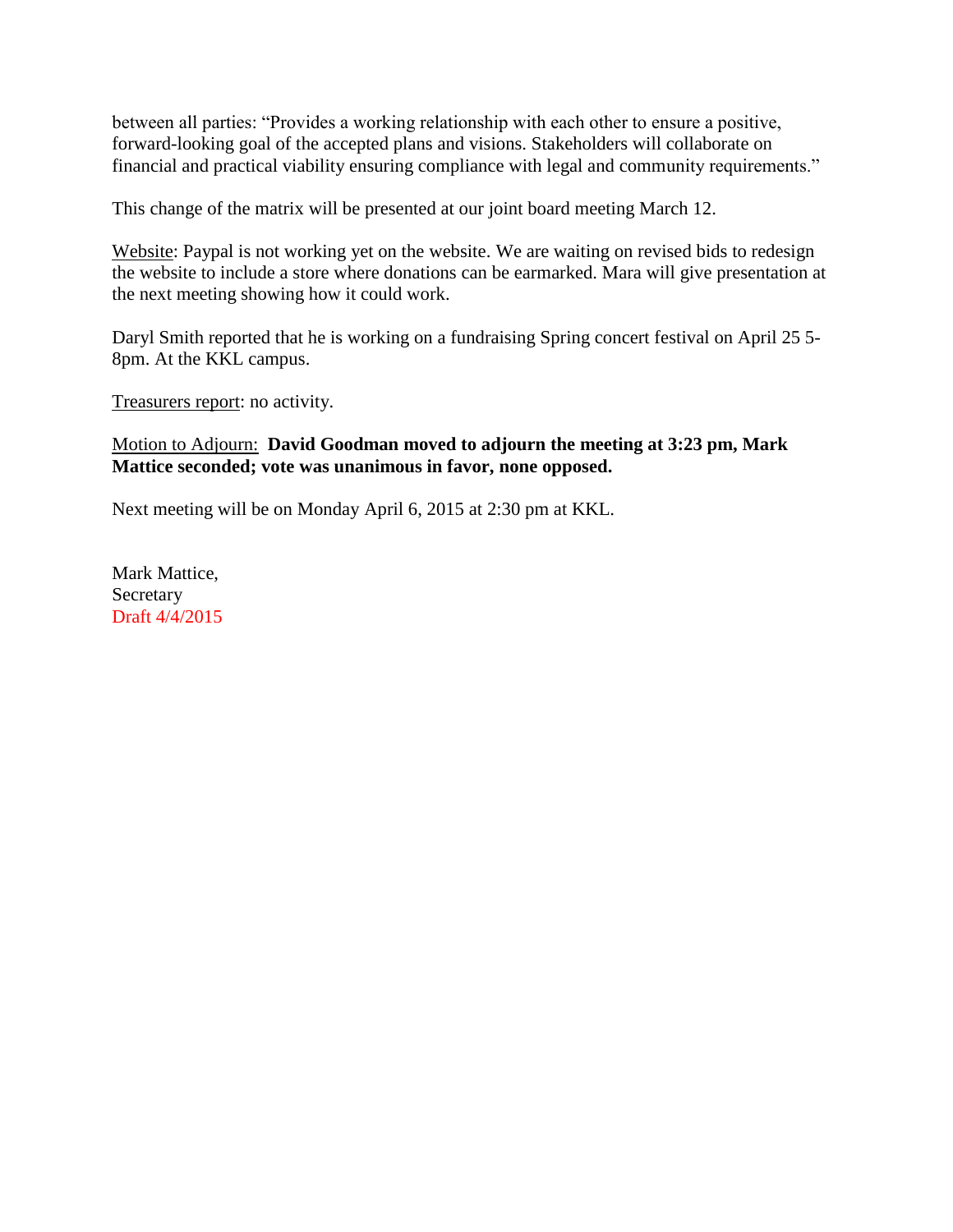between all parties: "Provides a working relationship with each other to ensure a positive, forward-looking goal of the accepted plans and visions. Stakeholders will collaborate on financial and practical viability ensuring compliance with legal and community requirements."

This change of the matrix will be presented at our joint board meeting March 12.

<u>Website</u>: Paypal is not working yet on the website. We are waiting on revised bids to redesign the website to include a store where donations can be earmarked. Mara will give presentation at the next meeting showing how it could work.

Daryl Smith reported that he is working on a fundraising Spring concert festival on April 25 5-8pm. At the KKL campus.

<u>Treasurers report</u>: no activity.

<u>Motion to Adjourn:</u> **David Goodman moved to adjourn the meeting at 3:23 pm, Mark Mattice seconded; vote was unanimous in favor, none opposed.**

Next meeting will be on Monday April 6, 2015 at 2:30 pm at KKL.

Mark Mattice,
Secretary
Draft 4/4/2015